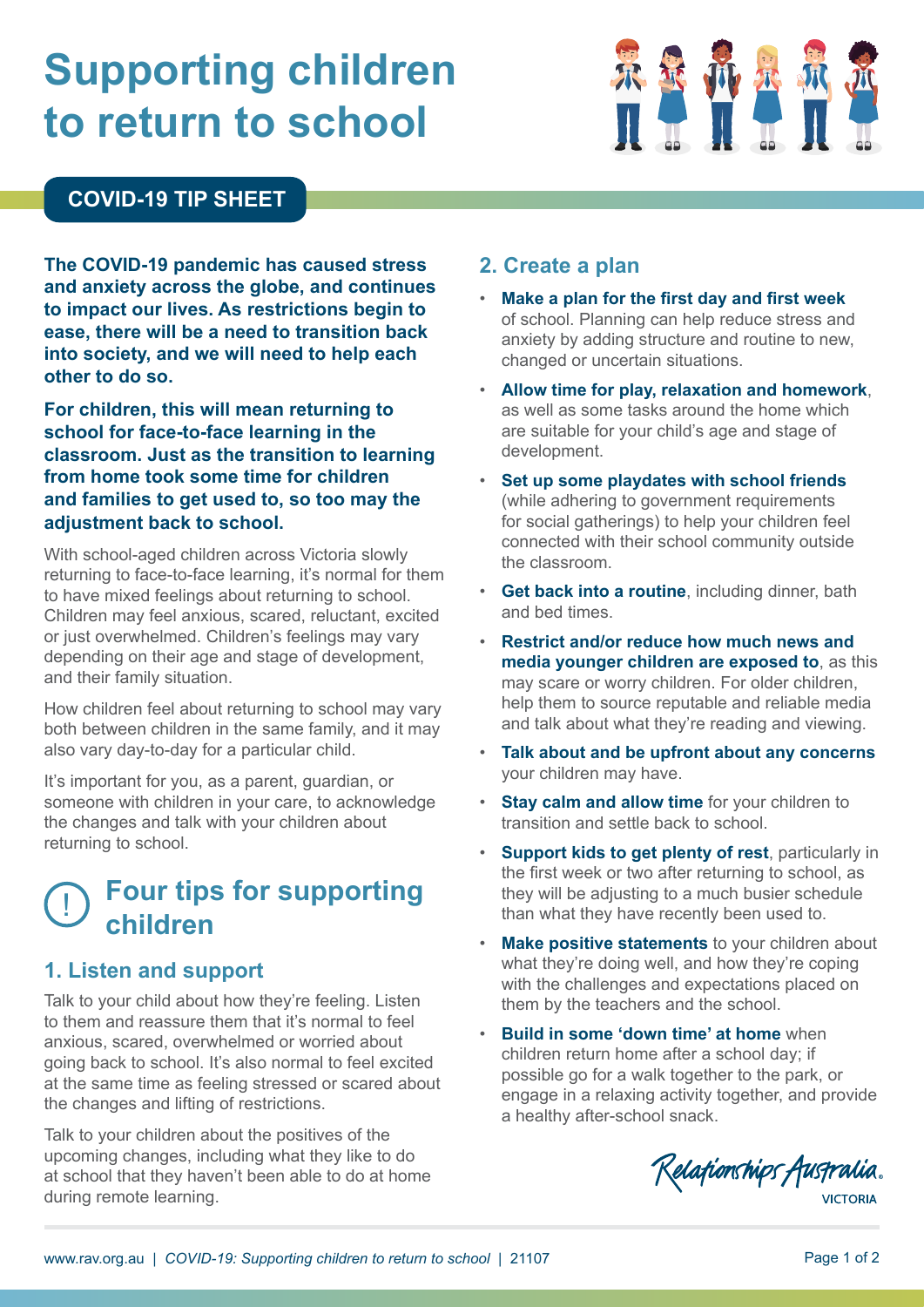# Supporting children to return to school

**COVID-19 TIP SHEET**

**The COVID-19 pandemic has caused stress and anxiety across the globe, and continues to impact our lives. As restrictions begin to ease, there will be a need to transition back into society, and we will need to help each other to do so.**

**For children, this will mean returning to school for face-to-face learning in the classroom. Just as the transition to learning from home took some time for children and families to get used to, so too may the adjustment back to school.**

With school-aged children across Victoria slowly returning to face-to-face learning, it's normal for them to have mixed feelings about returning to school. Children may feel anxious, scared, reluctant, excited or just overwhelmed. Children's feelings may vary depending on their age and stage of development, and their family situation.

How children feel about returning to school may vary both between children in the same family, and it may also vary day-to-day for a particular child.

It's important for you, as a parent, guardian, or someone with children in your care, to acknowledge the changes and talk with your children about returning to school.

## Four tips for supporting children

### 1. Listen and support

Talk to your child about how they're feeling. Listen to them and reassure them that it's normal to feel anxious, scared, overwhelmed or worried about going back to school. It's also normal to feel excited at the same time as feeling stressed or scared about the changes and lifting of restrictions.

Talk to your children about the positives of the upcoming changes, including what they like to do at school that they haven't been able to do at home during remote learning.

### 2. Create a plan

- **Make a plan for the first day and first week** of school. Planning can help reduce stress and anxiety by adding structure and routine to new, changed or uncertain situations.
- **Allow time for play, relaxation and homework**, as well as some tasks around the home which are suitable for your child's age and stage of development.
- **Set up some playdates with school friends** (while adhering to government requirements for social gatherings) to help your children feel connected with their school community outside the classroom.
- **Get back into a routine**, including dinner, bath and bed times.
- **Restrict and/or reduce how much news and media younger children are exposed to**, as this may scare or worry children. For older children, help them to source reputable and reliable media and talk about what they're reading and viewing.
- **Talk about and be upfront about any concerns** your children may have.
- **Stay calm and allow time** for your children to transition and settle back to school.
- **Support kids to get plenty of rest**, particularly in the first week or two after returning to school, as they will be adjusting to a much busier schedule than what they have recently been used to.
- **Make positive statements** to your children about what they're doing well, and how they're coping with the challenges and expectations placed on them by the teachers and the school.
- **Build in some 'down time' at home** when children return home after a school day; if possible go for a walk together to the park, or engage in a relaxing activity together, and provide a healthy after-school snack.

Relationships Australia VICTORIA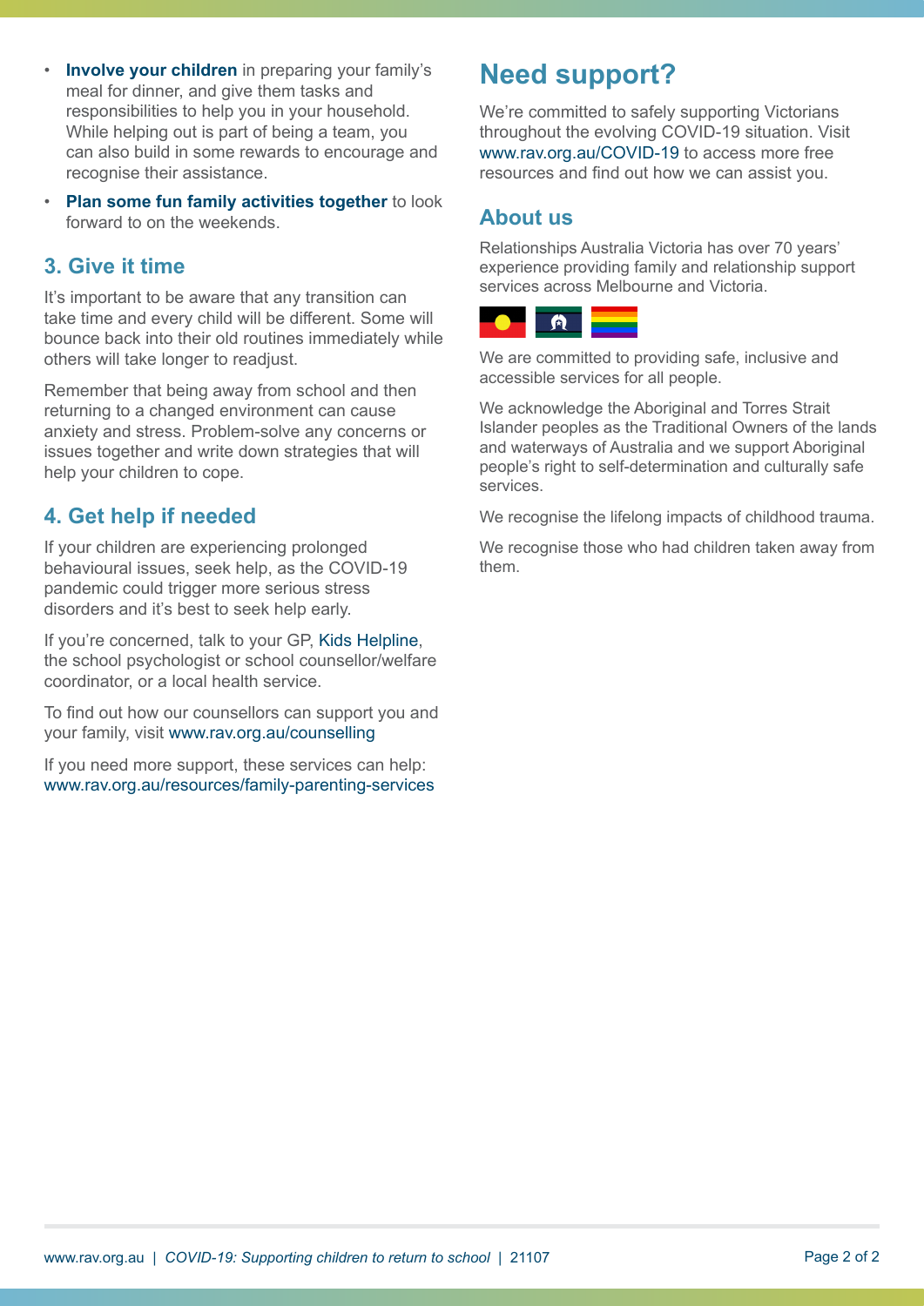- **Involve your children** in preparing your family's meal for dinner, and give them tasks and responsibilities to help you in your household. While helping out is part of being a team, you can also build in some rewards to encourage and recognise their assistance.
- **Plan some fun family activities together** to look forward to on the weekends.

## 3. Give it time

It's important to be aware that any transition can take time and every child will be different. Some will bounce back into their old routines immediately while others will take longer to readjust.

Remember that being away from school and then returning to a changed environment can cause anxiety and stress. Problem-solve any concerns or issues together and write down strategies that will help your children to cope.

## 4. Get help if needed

If your children are experiencing prolonged behavioural issues, seek help, as the COVID-19 pandemic could trigger more serious stress disorders and it's best to seek help early.

If you're concerned, talk to your GP, Kids Helpline, the school psychologist or school counsellor/welfare coordinator, or a local health service.

To find out how our counsellors can support you and your family, visit www.rav.org.au/counselling

If you need more support, these services can help: www.rav.org.au/resources/family-parenting-services

# Need support?

We're committed to safely supporting Victorians throughout the evolving COVID-19 situation. Visit www.rav.org.au/COVID-19 to access more free resources and find out how we can assist you.

## About us

Relationships Australia Victoria has over 70 years' experience providing family and relationship support services across Melbourne and Victoria.

We are committed to providing safe, inclusive and accessible services for all people.

We acknowledge the Aboriginal and Torres Strait Islander peoples as the Traditional Owners of the lands and waterways of Australia and we support Aboriginal people's right to self-determination and culturally safe services.

We recognise the lifelong impacts of childhood trauma.

We recognise those who had children taken away from them.